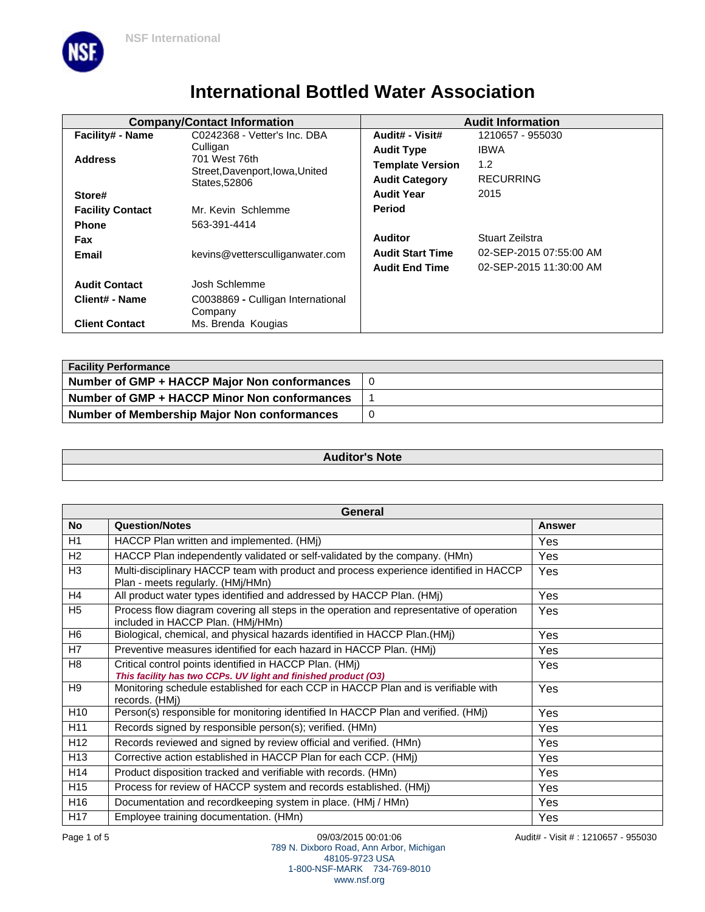NSF International

# International Bottled Water Association

| Company/Contact Information | | Audit Information | |
|---|---|---|---|
| **Facility# - Name** | C0242368 - Vetter's Inc. DBA Culligan | **Audit# - Visit#** | 1210657 - 955030 |
| **Address** | 701 West 76th Street,Davenport,Iowa,United States,52806 | **Audit Type** | IBWA |
| | | **Template Version** | 1.2 |
| | | **Audit Category** | RECURRING |
| **Store#** | | **Audit Year** | 2015 |
| **Facility Contact** | Mr. Kevin Schlemme | **Period** | |
| **Phone** | 563-391-4414 | | |
| **Fax** | | **Auditor** | Stuart Zeilstra |
| **Email** | kevins@vetterscullliganwater.com | **Audit Start Time** | 02-SEP-2015 07:55:00 AM |
| | | **Audit End Time** | 02-SEP-2015 11:30:00 AM |
| **Audit Contact** | Josh Schlemme | | |
| **Client# - Name** | C0038869 - Culligan International Company | | |
| **Client Contact** | Ms. Brenda Kougias | | |

| Facility Performance | |
|---|---|
| **Number of GMP + HACCP Major Non conformances** | 0 |
| **Number of GMP + HACCP Minor Non conformances** | 1 |
| **Number of Membership Major Non conformances** | 0 |

| Auditor's Note |
|---|
| |

| General | | |
|---|---|---|
| **No** | **Question/Notes** | **Answer** |
| H1 | HACCP Plan written and implemented. (HMj) | Yes |
| H2 | HACCP Plan independently validated or self-validated by the company. (HMn) | Yes |
| H3 | Multi-disciplinary HACCP team with product and process experience identified in HACCP Plan - meets regularly. (HMj/HMn) | Yes |
| H4 | All product water types identified and addressed by HACCP Plan. (HMj) | Yes |
| H5 | Process flow diagram covering all steps in the operation and representative of operation included in HACCP Plan. (HMj/HMn) | Yes |
| H6 | Biological, chemical, and physical hazards identified in HACCP Plan.(HMj) | Yes |
| H7 | Preventive measures identified for each hazard in HACCP Plan. (HMj) | Yes |
| H8 | Critical control points identified in HACCP Plan. (HMj) *This facility has two CCPs. UV light and finished product (O3)* | Yes |
| H9 | Monitoring schedule established for each CCP in HACCP Plan and is verifiable with records. (HMj) | Yes |
| H10 | Person(s) responsible for monitoring identified In HACCP Plan and verified. (HMj) | Yes |
| H11 | Records signed by responsible person(s); verified. (HMn) | Yes |
| H12 | Records reviewed and signed by review official and verified. (HMn) | Yes |
| H13 | Corrective action established in HACCP Plan for each CCP. (HMj) | Yes |
| H14 | Product disposition tracked and verifiable with records. (HMn) | Yes |
| H15 | Process for review of HACCP system and records established. (HMj) | Yes |
| H16 | Documentation and recordkeeping system in place. (HMj / HMn) | Yes |
| H17 | Employee training documentation. (HMn) | Yes |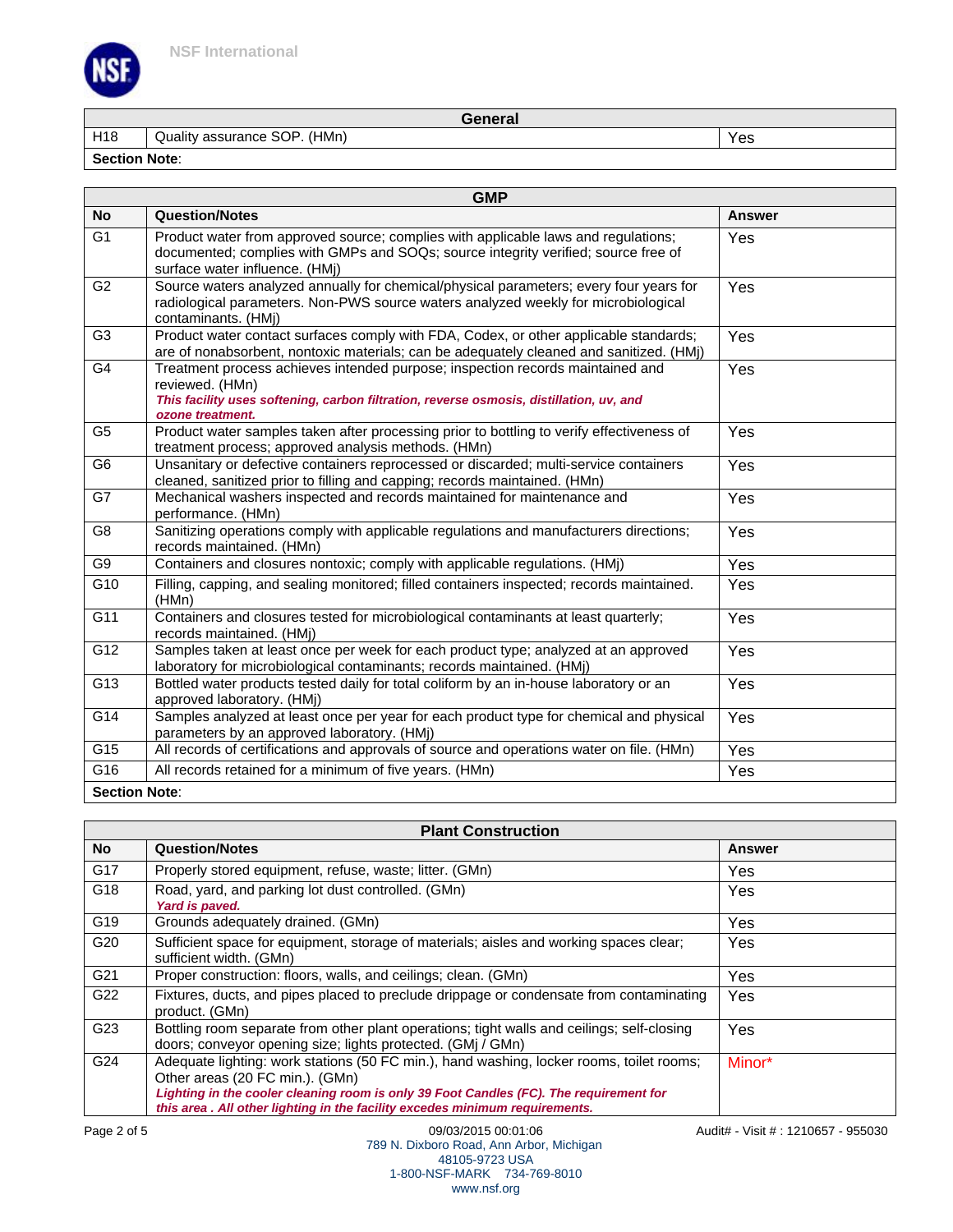| General | | |
|---|---|---|
| H18 | Quality assurance SOP. (HMn) | Yes |
| **Section Note**: | | |

| GMP | | |
|---|---|---|
| **No** | **Question/Notes** | **Answer** |
| G1 | Product water from approved source; complies with applicable laws and regulations; documented; complies with GMPs and SOQs; source integrity verified; source free of surface water influence. (HMj) | Yes |
| G2 | Source waters analyzed annually for chemical/physical parameters; every four years for radiological parameters. Non-PWS source waters analyzed weekly for microbiological contaminants. (HMj) | Yes |
| G3 | Product water contact surfaces comply with FDA, Codex, or other applicable standards; are of nonabsorbent, nontoxic materials; can be adequately cleaned and sanitized. (HMj) | Yes |
| G4 | Treatment process achieves intended purpose; inspection records maintained and reviewed. (HMn) ***This facility uses softening, carbon filtration, reverse osmosis, distillation, uv, and ozone treatment.*** | Yes |
| G5 | Product water samples taken after processing prior to bottling to verify effectiveness of treatment process; approved analysis methods. (HMn) | Yes |
| G6 | Unsanitary or defective containers reprocessed or discarded; multi-service containers cleaned, sanitized prior to filling and capping; records maintained. (HMn) | Yes |
| G7 | Mechanical washers inspected and records maintained for maintenance and performance. (HMn) | Yes |
| G8 | Sanitizing operations comply with applicable regulations and manufacturers directions; records maintained. (HMn) | Yes |
| G9 | Containers and closures nontoxic; comply with applicable regulations. (HMj) | Yes |
| G10 | Filling, capping, and sealing monitored; filled containers inspected; records maintained. (HMn) | Yes |
| G11 | Containers and closures tested for microbiological contaminants at least quarterly; records maintained. (HMj) | Yes |
| G12 | Samples taken at least once per week for each product type; analyzed at an approved laboratory for microbiological contaminants; records maintained. (HMj) | Yes |
| G13 | Bottled water products tested daily for total coliform by an in-house laboratory or an approved laboratory. (HMj) | Yes |
| G14 | Samples analyzed at least once per year for each product type for chemical and physical parameters by an approved laboratory. (HMj) | Yes |
| G15 | All records of certifications and approvals of source and operations water on file. (HMn) | Yes |
| G16 | All records retained for a minimum of five years. (HMn) | Yes |
| **Section Note**: | | |

| Plant Construction | | |
|---|---|---|
| **No** | **Question/Notes** | **Answer** |
| G17 | Properly stored equipment, refuse, waste; litter. (GMn) | Yes |
| G18 | Road, yard, and parking lot dust controlled. (GMn) ***Yard is paved.*** | Yes |
| G19 | Grounds adequately drained. (GMn) | Yes |
| G20 | Sufficient space for equipment, storage of materials; aisles and working spaces clear; sufficient width. (GMn) | Yes |
| G21 | Proper construction: floors, walls, and ceilings; clean. (GMn) | Yes |
| G22 | Fixtures, ducts, and pipes placed to preclude drippage or condensate from contaminating product. (GMn) | Yes |
| G23 | Bottling room separate from other plant operations; tight walls and ceilings; self-closing doors; conveyor opening size; lights protected. (GMj / GMn) | Yes |
| G24 | Adequate lighting: work stations (50 FC min.), hand washing, locker rooms, toilet rooms; Other areas (20 FC min.). (GMn) ***Lighting in the cooler cleaning room is only 39 Foot Candles (FC). The requirement for this area . All other lighting in the facility excedes minimum requirements.*** | Minor* |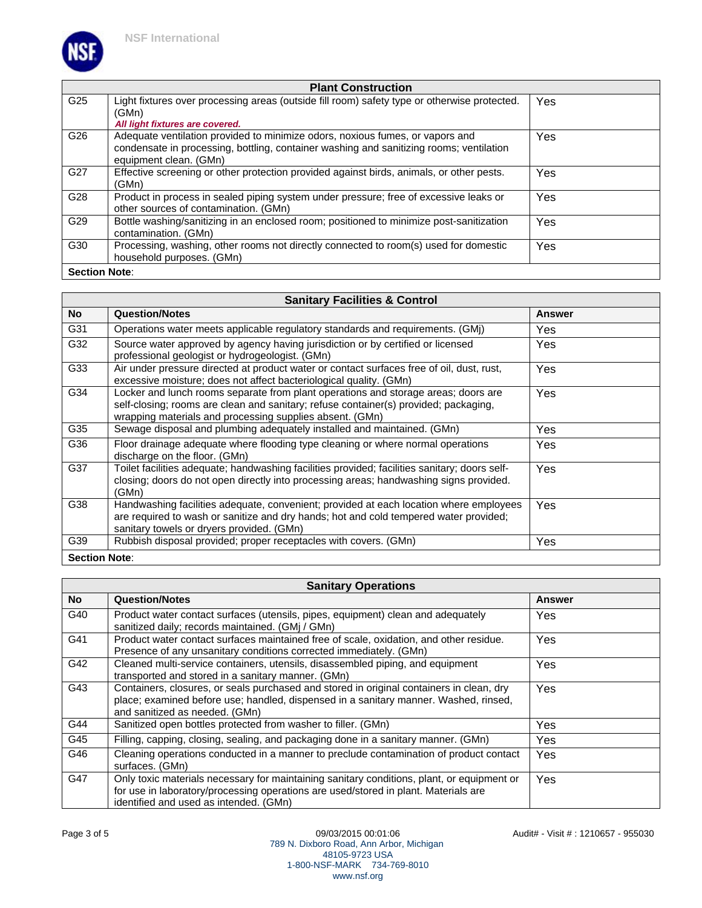| Plant Construction | | |
|---|---|---|
| G25 | Light fixtures over processing areas (outside fill room) safety type or otherwise protected. (GMn) ***All light fixtures are covered.*** | Yes |
| G26 | Adequate ventilation provided to minimize odors, noxious fumes, or vapors and condensate in processing, bottling, container washing and sanitizing rooms; ventilation equipment clean. (GMn) | Yes |
| G27 | Effective screening or other protection provided against birds, animals, or other pests. (GMn) | Yes |
| G28 | Product in process in sealed piping system under pressure; free of excessive leaks or other sources of contamination. (GMn) | Yes |
| G29 | Bottle washing/sanitizing in an enclosed room; positioned to minimize post-sanitization contamination. (GMn) | Yes |
| G30 | Processing, washing, other rooms not directly connected to room(s) used for domestic household purposes. (GMn) | Yes |
| **Section Note**: | | |

| Sanitary Facilities & Control | | |
|---|---|---|
| **No** | **Question/Notes** | **Answer** |
| G31 | Operations water meets applicable regulatory standards and requirements. (GMj) | Yes |
| G32 | Source water approved by agency having jurisdiction or by certified or licensed professional geologist or hydrogeologist. (GMn) | Yes |
| G33 | Air under pressure directed at product water or contact surfaces free of oil, dust, rust, excessive moisture; does not affect bacteriological quality. (GMn) | Yes |
| G34 | Locker and lunch rooms separate from plant operations and storage areas; doors are self-closing; rooms are clean and sanitary; refuse container(s) provided; packaging, wrapping materials and processing supplies absent. (GMn) | Yes |
| G35 | Sewage disposal and plumbing adequately installed and maintained. (GMn) | Yes |
| G36 | Floor drainage adequate where flooding type cleaning or where normal operations discharge on the floor. (GMn) | Yes |
| G37 | Toilet facilities adequate; handwashing facilities provided; facilities sanitary; doors self-closing; doors do not open directly into processing areas; handwashing signs provided. (GMn) | Yes |
| G38 | Handwashing facilities adequate, convenient; provided at each location where employees are required to wash or sanitize and dry hands; hot and cold tempered water provided; sanitary towels or dryers provided. (GMn) | Yes |
| G39 | Rubbish disposal provided; proper receptacles with covers. (GMn) | Yes |
| **Section Note**: | | |

| Sanitary Operations | | |
|---|---|---|
| **No** | **Question/Notes** | **Answer** |
| G40 | Product water contact surfaces (utensils, pipes, equipment) clean and adequately sanitized daily; records maintained. (GMj / GMn) | Yes |
| G41 | Product water contact surfaces maintained free of scale, oxidation, and other residue. Presence of any unsanitary conditions corrected immediately. (GMn) | Yes |
| G42 | Cleaned multi-service containers, utensils, disassembled piping, and equipment transported and stored in a sanitary manner. (GMn) | Yes |
| G43 | Containers, closures, or seals purchased and stored in original containers in clean, dry place; examined before use; handled, dispensed in a sanitary manner. Washed, rinsed, and sanitized as needed. (GMn) | Yes |
| G44 | Sanitized open bottles protected from washer to filler. (GMn) | Yes |
| G45 | Filling, capping, closing, sealing, and packaging done in a sanitary manner. (GMn) | Yes |
| G46 | Cleaning operations conducted in a manner to preclude contamination of product contact surfaces. (GMn) | Yes |
| G47 | Only toxic materials necessary for maintaining sanitary conditions, plant, or equipment or for use in laboratory/processing operations are used/stored in plant. Materials are identified and used as intended. (GMn) | Yes |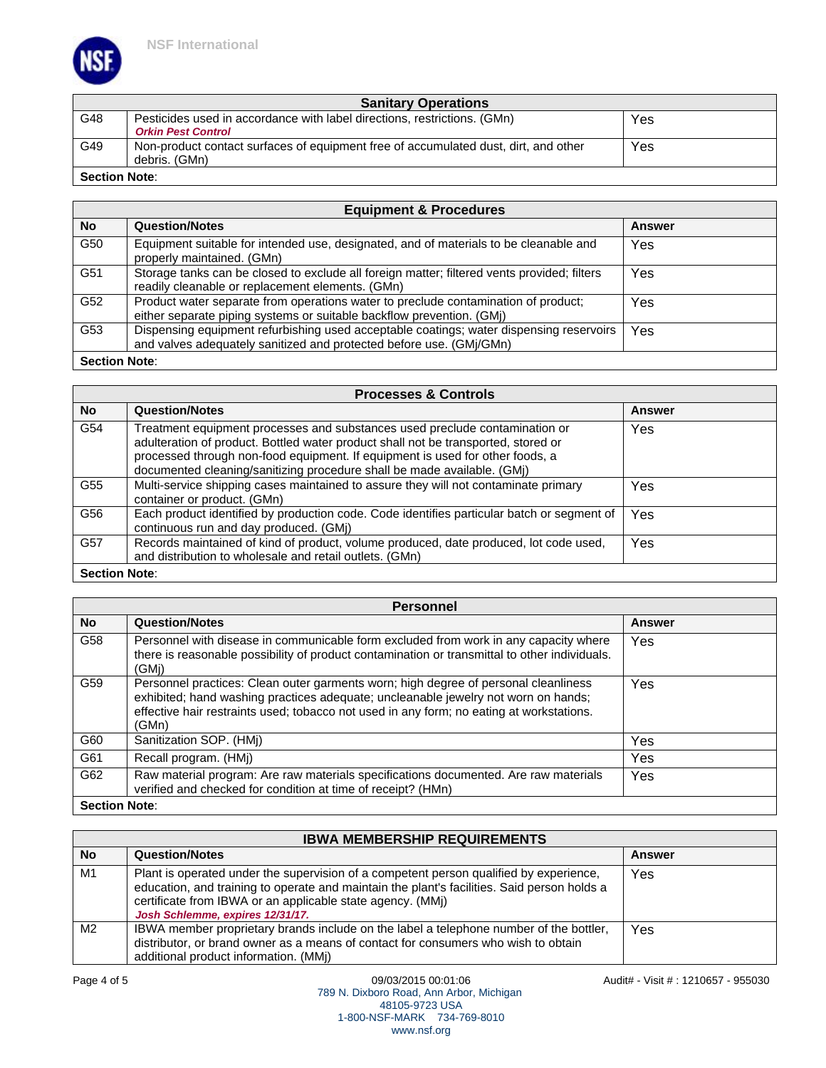| Sanitary Operations | | |
|---|---|---|
| G48 | Pesticides used in accordance with label directions, restrictions. (GMn)<br>***Orkin Pest Control*** | Yes |
| G49 | Non-product contact surfaces of equipment free of accumulated dust, dirt, and other debris. (GMn) | Yes |
| **Section Note**: | | |

| Equipment & Procedures | | |
|---|---|---|
| **No** | **Question/Notes** | **Answer** |
| G50 | Equipment suitable for intended use, designated, and of materials to be cleanable and properly maintained. (GMn) | Yes |
| G51 | Storage tanks can be closed to exclude all foreign matter; filtered vents provided; filters readily cleanable or replacement elements. (GMn) | Yes |
| G52 | Product water separate from operations water to preclude contamination of product; either separate piping systems or suitable backflow prevention. (GMj) | Yes |
| G53 | Dispensing equipment refurbishing used acceptable coatings; water dispensing reservoirs and valves adequately sanitized and protected before use. (GMj/GMn) | Yes |
| **Section Note**: | | |

| Processes & Controls | | |
|---|---|---|
| **No** | **Question/Notes** | **Answer** |
| G54 | Treatment equipment processes and substances used preclude contamination or adulteration of product. Bottled water product shall not be transported, stored or processed through non-food equipment. If equipment is used for other foods, a documented cleaning/sanitizing procedure shall be made available. (GMj) | Yes |
| G55 | Multi-service shipping cases maintained to assure they will not contaminate primary container or product. (GMn) | Yes |
| G56 | Each product identified by production code. Code identifies particular batch or segment of continuous run and day produced. (GMj) | Yes |
| G57 | Records maintained of kind of product, volume produced, date produced, lot code used, and distribution to wholesale and retail outlets. (GMn) | Yes |
| **Section Note**: | | |

| Personnel | | |
|---|---|---|
| **No** | **Question/Notes** | **Answer** |
| G58 | Personnel with disease in communicable form excluded from work in any capacity where there is reasonable possibility of product contamination or transmittal to other individuals. (GMj) | Yes |
| G59 | Personnel practices: Clean outer garments worn; high degree of personal cleanliness exhibited; hand washing practices adequate; uncleanable jewelry not worn on hands; effective hair restraints used; tobacco not used in any form; no eating at workstations. (GMn) | Yes |
| G60 | Sanitization SOP. (HMj) | Yes |
| G61 | Recall program. (HMj) | Yes |
| G62 | Raw material program: Are raw materials specifications documented. Are raw materials verified and checked for condition at time of receipt? (HMn) | Yes |
| **Section Note**: | | |

| IBWA MEMBERSHIP REQUIREMENTS | | |
|---|---|---|
| **No** | **Question/Notes** | **Answer** |
| M1 | Plant is operated under the supervision of a competent person qualified by experience, education, and training to operate and maintain the plant's facilities. Said person holds a certificate from IBWA or an applicable state agency. (MMj)<br>***Josh Schlemme, expires 12/31/17.*** | Yes |
| M2 | IBWA member proprietary brands include on the label a telephone number of the bottler, distributor, or brand owner as a means of contact for consumers who wish to obtain additional product information. (MMj) | Yes |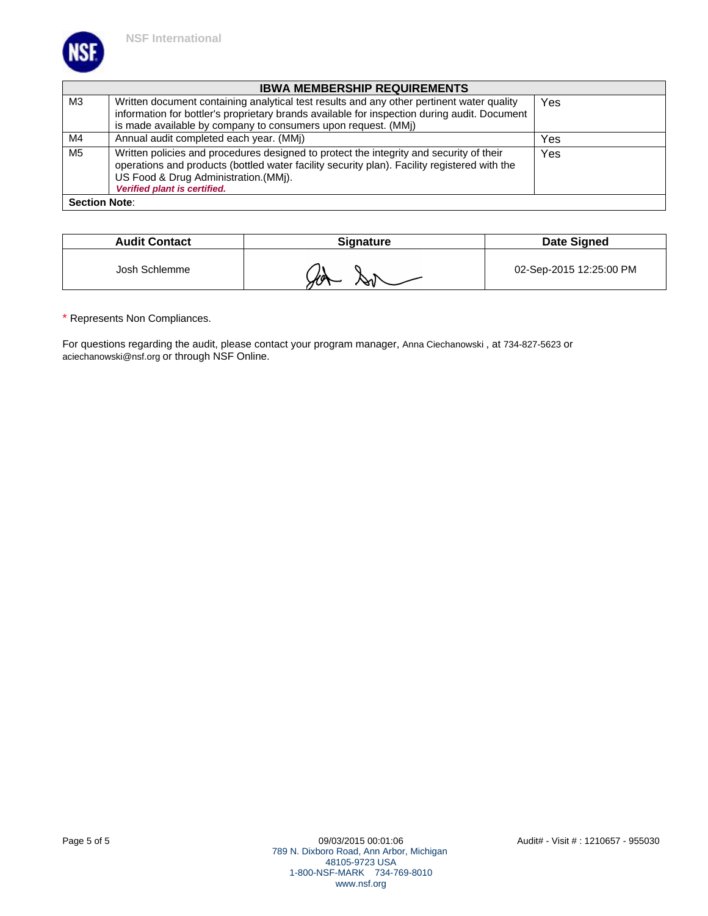## IBWA MEMBERSHIP REQUIREMENTS

| | | |
|---|---|---|
| M3 | Written document containing analytical test results and any other pertinent water quality information for bottler's proprietary brands available for inspection during audit. Document is made available by company to consumers upon request. (MMj) | Yes |
| M4 | Annual audit completed each year. (MMj) | Yes |
| M5 | Written policies and procedures designed to protect the integrity and security of their operations and products (bottled water facility security plan). Facility registered with the US Food & Drug Administration.(MMj).<br>***Verified plant is certified.*** | Yes |

**Section Note**:

| Audit Contact | Signature | Date Signed |
|---|---|---|
| Josh Schlemme | | 02-Sep-2015 12:25:00 PM |

\* Represents Non Compliances.

For questions regarding the audit, please contact your program manager, Anna Ciechanowski , at 734-827-5623 or aciechanowski@nsf.org or through NSF Online.